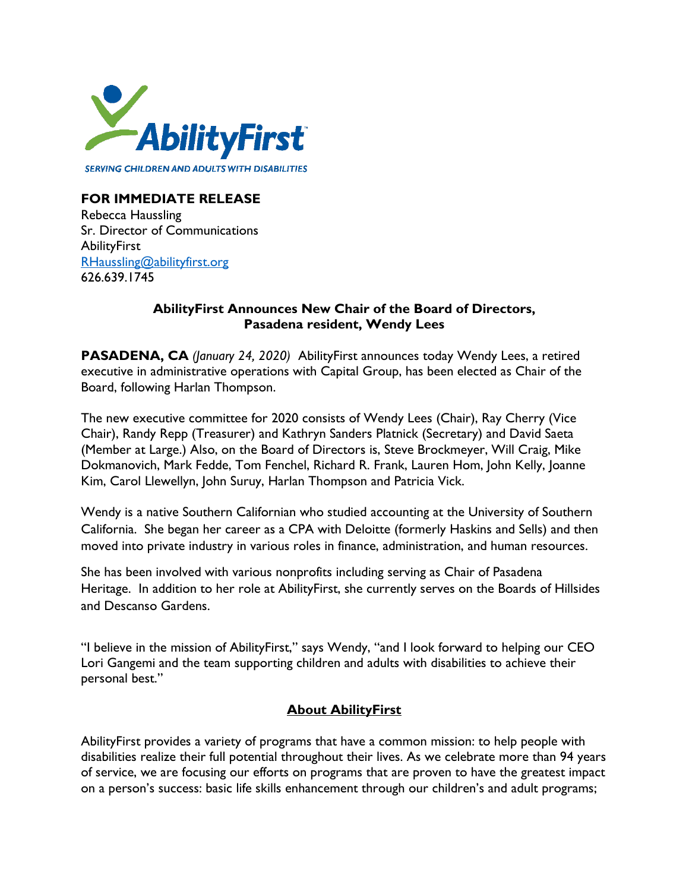AbilityFirst

SERVING CHILDREN AND ADULTS WITH DISABILITIES

**FOR IMMEDIATE RELEASE**
Rebecca Haussling
Sr. Director of Communications
AbilityFirst
RHaussling@abilityfirst.org
626.639.1745

**AbilityFirst Announces New Chair of the Board of Directors, Pasadena resident, Wendy Lees**

**PASADENA, CA** *(January 24, 2020)* AbilityFirst announces today Wendy Lees, a retired executive in administrative operations with Capital Group, has been elected as Chair of the Board, following Harlan Thompson.

The new executive committee for 2020 consists of Wendy Lees (Chair), Ray Cherry (Vice Chair), Randy Repp (Treasurer) and Kathryn Sanders Platnick (Secretary) and David Saeta (Member at Large.) Also, on the Board of Directors is, Steve Brockmeyer, Will Craig, Mike Dokmanovich, Mark Fedde, Tom Fenchel, Richard R. Frank, Lauren Hom, John Kelly, Joanne Kim, Carol Llewellyn, John Suruy, Harlan Thompson and Patricia Vick.

Wendy is a native Southern Californian who studied accounting at the University of Southern California. She began her career as a CPA with Deloitte (formerly Haskins and Sells) and then moved into private industry in various roles in finance, administration, and human resources.

She has been involved with various nonprofits including serving as Chair of Pasadena Heritage. In addition to her role at AbilityFirst, she currently serves on the Boards of Hillsides and Descanso Gardens.

"I believe in the mission of AbilityFirst," says Wendy, "and I look forward to helping our CEO Lori Gangemi and the team supporting children and adults with disabilities to achieve their personal best."

**About AbilityFirst**

AbilityFirst provides a variety of programs that have a common mission: to help people with disabilities realize their full potential throughout their lives. As we celebrate more than 94 years of service, we are focusing our efforts on programs that are proven to have the greatest impact on a person's success: basic life skills enhancement through our children's and adult programs;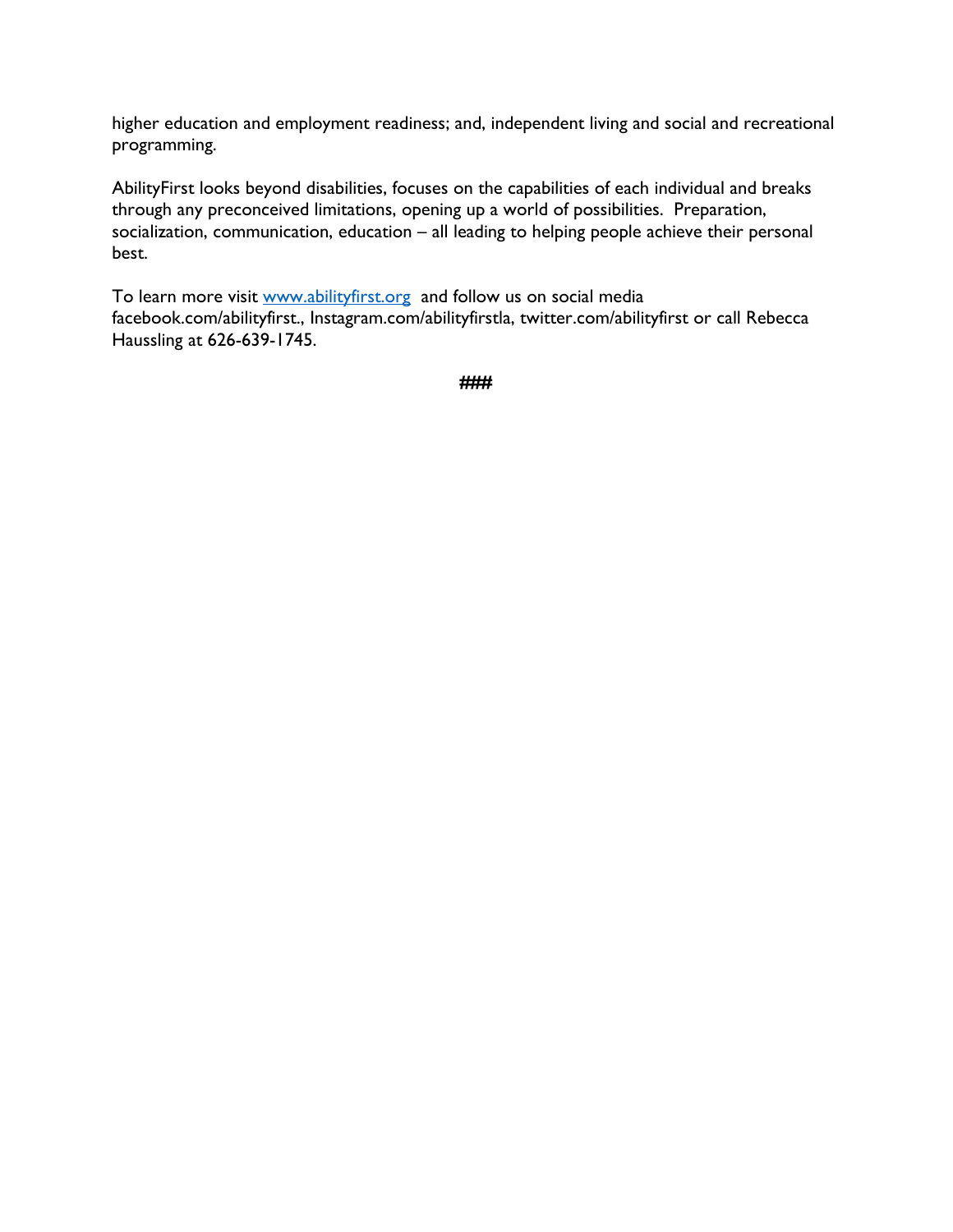higher education and employment readiness; and, independent living and social and recreational programming.

AbilityFirst looks beyond disabilities, focuses on the capabilities of each individual and breaks through any preconceived limitations, opening up a world of possibilities. Preparation, socialization, communication, education – all leading to helping people achieve their personal best.

To learn more visit [www.abilityfirst.org](http://www.abilityfirst.org) and follow us on social media facebook.com/abilityfirst., Instagram.com/abilityfirstla, twitter.com/abilityfirst or call Rebecca Haussling at 626-639-1745.

###